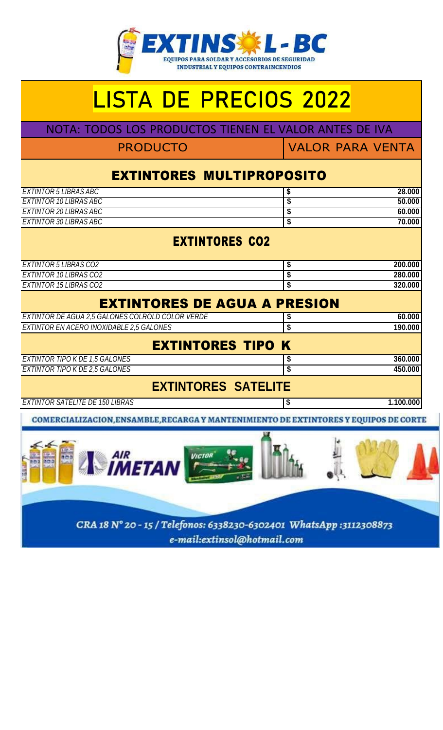# EXTINSOL - BC

EQUIPOS PARA SOLDAR Y ACCESORIOS DE SEGURIDAD INDUSTRIAL Y EQUIPOS CONTRAINCENDIOS

# LISTA DE PRECIOS 2022

NOTA: TODOS LOS PRODUCTOS TIENEN EL VALOR ANTES DE IVA

| PRODUCTO | VALOR PARA VENTA |
|---|---|
| **EXTINTORES MULTIPROPOSITO** | |
| *EXTINTOR 5 LIBRAS ABC* | $ 28.000 |
| *EXTINTOR 10 LIBRAS ABC* | $ 50.000 |
| *EXTINTOR 20 LIBRAS ABC* | $ 60.000 |
| *EXTINTOR 30 LIBRAS ABC* | $ 70.000 |
| **EXTINTORES CO2** | |
| *EXTINTOR 5 LIBRAS CO2* | $ 200.000 |
| *EXTINTOR 10 LIBRAS CO2* | $ 280.000 |
| *EXTINTOR 15 LIBRAS CO2* | $ 320.000 |
| **EXTINTORES DE AGUA A PRESION** | |
| *EXTINTOR DE AGUA 2,5 GALONES COLROLD COLOR VERDE* | $ 60.000 |
| *EXTINTOR EN ACERO INOXIDABLE 2,5 GALONES* | $ 190.000 |
| **EXTINTORES TIPO K** | |
| *EXTINTOR TIPO K DE 1,5 GALONES* | $ 360.000 |
| *EXTINTOR TIPO K DE 2,5 GALONES* | $ 450.000 |
| **EXTINTORES SATELITE** | |
| *EXTINTOR SATELITE DE 150 LIBRAS* | $ 1.100.000 |

**COMERCIALIZACION,ENSAMBLE,RECARGA Y MANTENIMIENTO DE EXTINTORES Y EQUIPOS DE CORTE**

*CRA 18 N° 20 - 15 / Telefonos: 6338230-6302401 WhatsApp :3112308873*

*e-mail:extinsol@hotmail.com*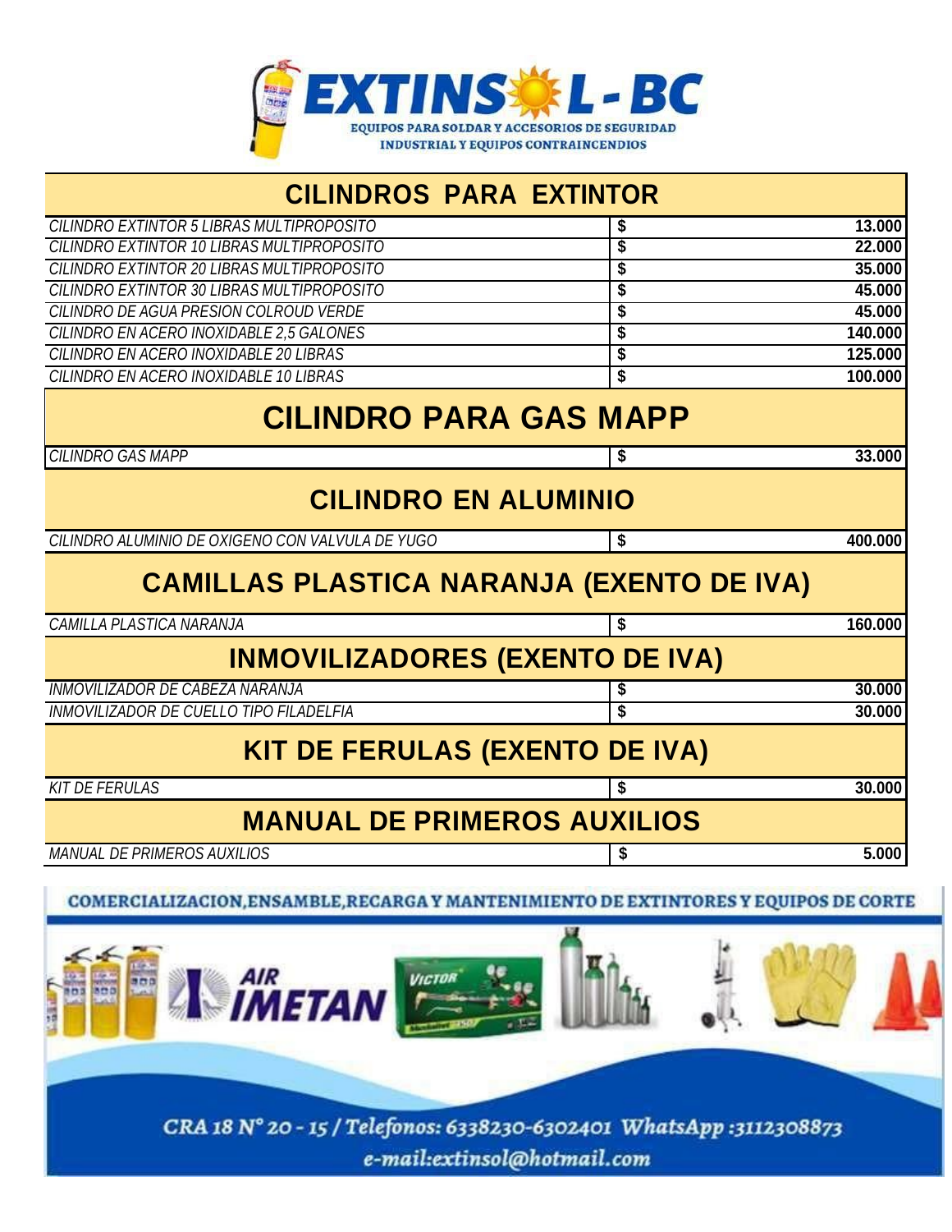**EXTINSOL - BC**

EQUIPOS PARA SOLDAR Y ACCESORIOS DE SEGURIDAD INDUSTRIAL Y EQUIPOS CONTRAINCENDIOS

## CILINDROS PARA EXTINTOR

| | | |
|---|---|---|
| *CILINDRO EXTINTOR 5 LIBRAS MULTIPROPOSITO* | **$** | **13.000** |
| *CILINDRO EXTINTOR 10 LIBRAS MULTIPROPOSITO* | **$** | **22.000** |
| *CILINDRO EXTINTOR 20 LIBRAS MULTIPROPOSITO* | **$** | **35.000** |
| *CILINDRO EXTINTOR 30 LIBRAS MULTIPROPOSITO* | **$** | **45.000** |
| *CILINDRO DE AGUA PRESION COLROUD VERDE* | **$** | **45.000** |
| *CILINDRO EN ACERO INOXIDABLE 2,5 GALONES* | **$** | **140.000** |
| *CILINDRO EN ACERO INOXIDABLE 20 LIBRAS* | **$** | **125.000** |
| *CILINDRO EN ACERO INOXIDABLE 10 LIBRAS* | **$** | **100.000** |

## CILINDRO PARA GAS MAPP

| | | |
|---|---|---|
| *CILINDRO GAS MAPP* | **$** | **33.000** |

## CILINDRO EN ALUMINIO

| | | |
|---|---|---|
| *CILINDRO ALUMINIO DE OXIGENO CON VALVULA DE YUGO* | **$** | **400.000** |

## CAMILLAS PLASTICA NARANJA (EXENTO DE IVA)

| | | |
|---|---|---|
| *CAMILLA PLASTICA NARANJA* | **$** | **160.000** |

## INMOVILIZADORES (EXENTO DE IVA)

| | | |
|---|---|---|
| *INMOVILIZADOR DE CABEZA NARANJA* | **$** | **30.000** |
| *INMOVILIZADOR DE CUELLO TIPO FILADELFIA* | **$** | **30.000** |

## KIT DE FERULAS (EXENTO DE IVA)

| | | |
|---|---|---|
| *KIT DE FERULAS* | **$** | **30.000** |

## MANUAL DE PRIMEROS AUXILIOS

| | | |
|---|---|---|
| *MANUAL DE PRIMEROS AUXILIOS* | **$** | **5.000** |

COMERCIALIZACION,ENSAMBLE,RECARGA Y MANTENIMIENTO DE EXTINTORES Y EQUIPOS DE CORTE

CRA 18 N° 20 - 15 / Telefonos: 6338230-6302401 WhatsApp :3112308873

e-mail:extinsol@hotmail.com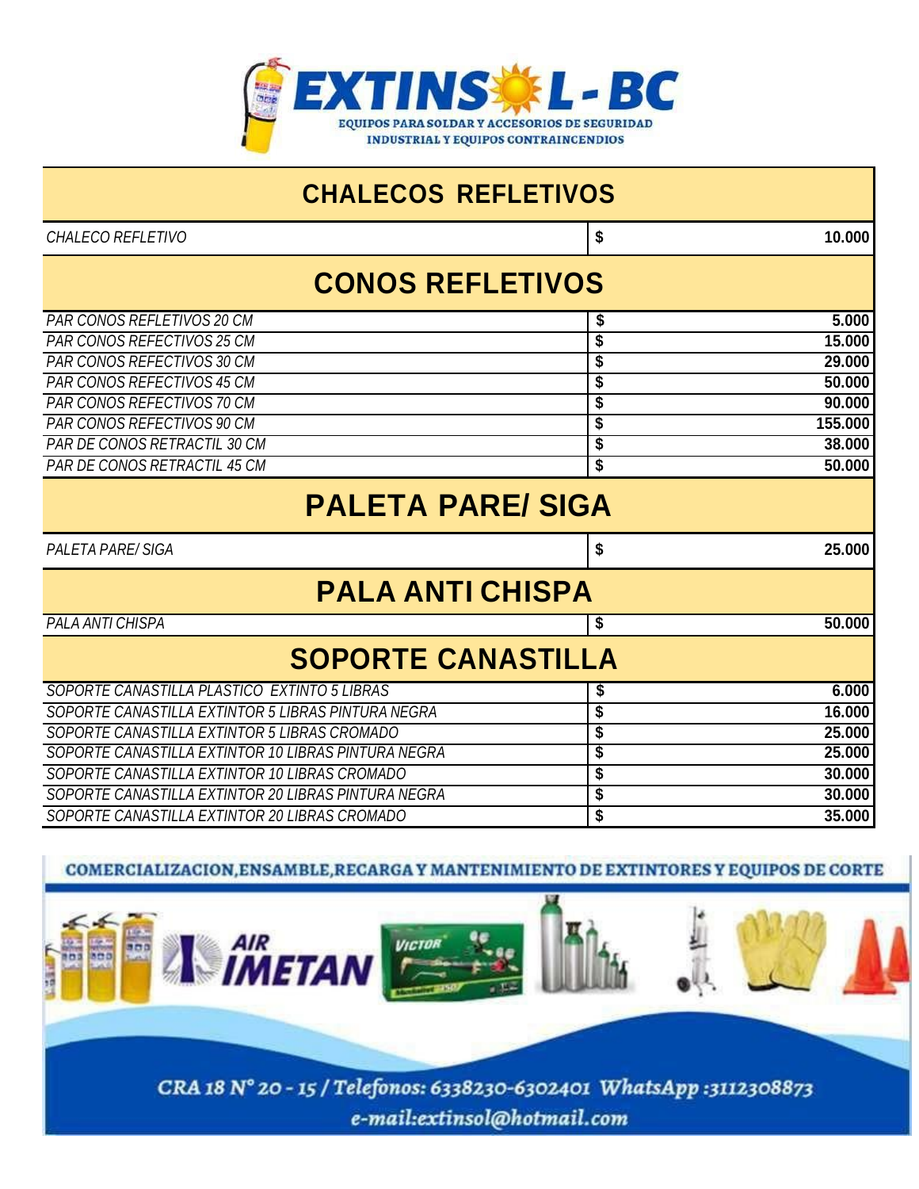# EXTINSOL - BC

EQUIPOS PARA SOLDAR Y ACCESORIOS DE SEGURIDAD INDUSTRIAL Y EQUIPOS CONTRAINCENDIOS

## CHALECOS REFLETIVOS

| | | |
|---|---|---|
| *CHALECO REFLETIVO* | **$** | **10.000** |

## CONOS REFLETIVOS

| | | |
|---|---|---|
| *PAR CONOS REFLETIVOS 20 CM* | **$** | **5.000** |
| *PAR CONOS REFECTIVOS 25 CM* | **$** | **15.000** |
| *PAR CONOS REFECTIVOS 30 CM* | **$** | **29.000** |
| *PAR CONOS REFECTIVOS 45 CM* | **$** | **50.000** |
| *PAR CONOS REFECTIVOS 70 CM* | **$** | **90.000** |
| *PAR CONOS REFECTIVOS 90 CM* | **$** | **155.000** |
| *PAR DE CONOS RETRACTIL 30 CM* | **$** | **38.000** |
| *PAR DE CONOS RETRACTIL 45 CM* | **$** | **50.000** |

## PALETA PARE/ SIGA

| | | |
|---|---|---|
| *PALETA PARE/ SIGA* | **$** | **25.000** |

## PALA ANTI CHISPA

| | | |
|---|---|---|
| *PALA ANTI CHISPA* | **$** | **50.000** |

## SOPORTE CANASTILLA

| | | |
|---|---|---|
| *SOPORTE CANASTILLA PLASTICO EXTINTO 5 LIBRAS* | **$** | **6.000** |
| *SOPORTE CANASTILLA EXTINTOR 5 LIBRAS PINTURA NEGRA* | **$** | **16.000** |
| *SOPORTE CANASTILLA EXTINTOR 5 LIBRAS CROMADO* | **$** | **25.000** |
| *SOPORTE CANASTILLA EXTINTOR 10 LIBRAS PINTURA NEGRA* | **$** | **25.000** |
| *SOPORTE CANASTILLA EXTINTOR 10 LIBRAS CROMADO* | **$** | **30.000** |
| *SOPORTE CANASTILLA EXTINTOR 20 LIBRAS PINTURA NEGRA* | **$** | **30.000** |
| *SOPORTE CANASTILLA EXTINTOR 20 LIBRAS CROMADO* | **$** | **35.000** |

COMERCIALIZACION,ENSAMBLE,RECARGA Y MANTENIMIENTO DE EXTINTORES Y EQUIPOS DE CORTE

CRA 18 N° 20 - 15 / Telefonos: 6338230-6302401 WhatsApp :3112308873

e-mail:extinsol@hotmail.com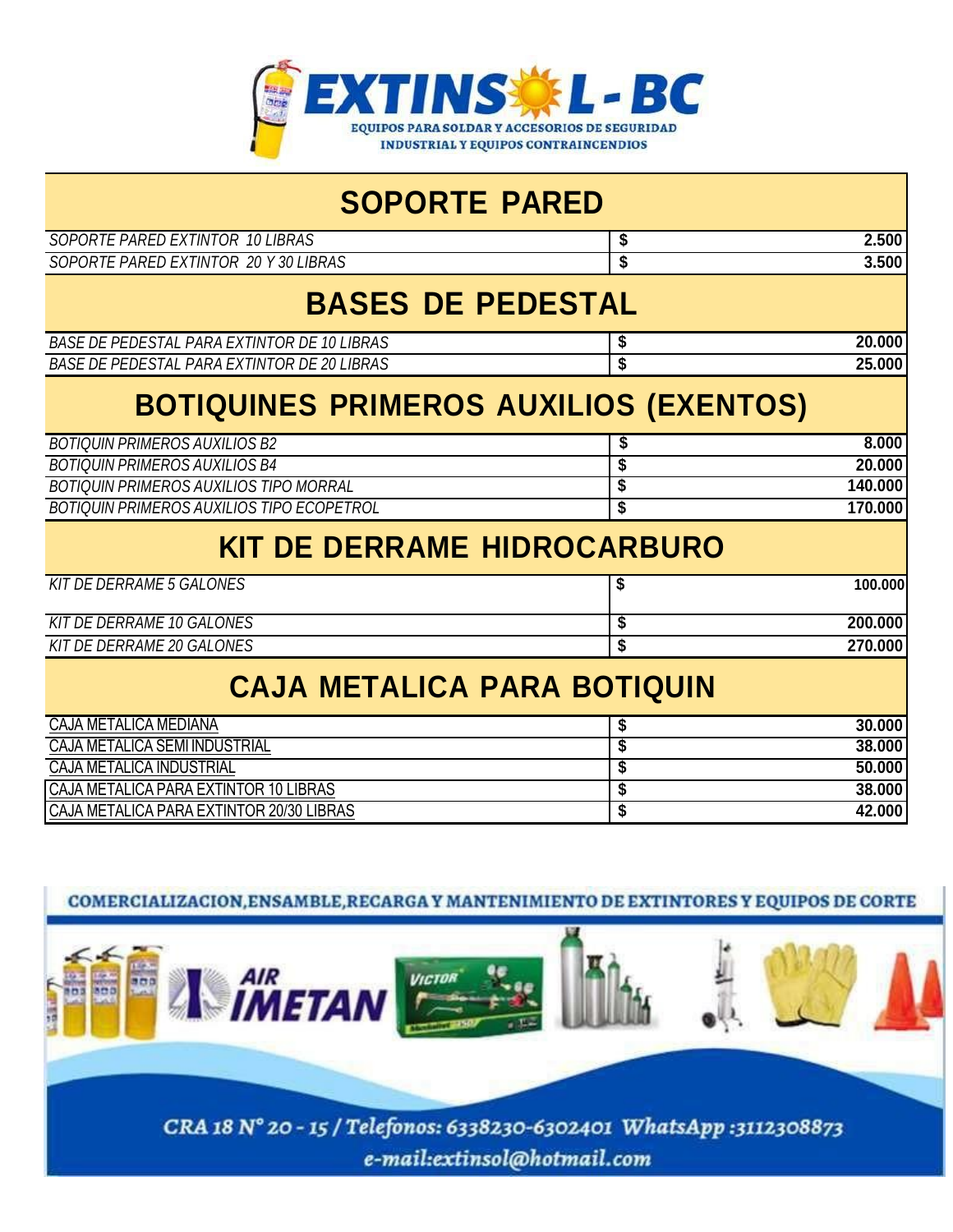**EXTINSOL - BC**

EQUIPOS PARA SOLDAR Y ACCESORIOS DE SEGURIDAD INDUSTRIAL Y EQUIPOS CONTRAINCENDIOS

## SOPORTE PARED

| | | |
|---|---|---|
| *SOPORTE PARED EXTINTOR 10 LIBRAS* | **$** | **2.500** |
| *SOPORTE PARED EXTINTOR 20 Y 30 LIBRAS* | **$** | **3.500** |

## BASES DE PEDESTAL

| | | |
|---|---|---|
| *BASE DE PEDESTAL PARA EXTINTOR DE 10 LIBRAS* | **$** | **20.000** |
| *BASE DE PEDESTAL PARA EXTINTOR DE 20 LIBRAS* | **$** | **25.000** |

## BOTIQUINES PRIMEROS AUXILIOS (EXENTOS)

| | | |
|---|---|---|
| *BOTIQUIN PRIMEROS AUXILIOS B2* | **$** | **8.000** |
| *BOTIQUIN PRIMEROS AUXILIOS B4* | **$** | **20.000** |
| *BOTIQUIN PRIMEROS AUXILIOS TIPO MORRAL* | **$** | **140.000** |
| *BOTIQUIN PRIMEROS AUXILIOS TIPO ECOPETROL* | **$** | **170.000** |

## KIT DE DERRAME HIDROCARBURO

| | | |
|---|---|---|
| *KIT DE DERRAME 5 GALONES* | **$** | **100.000** |
| *KIT DE DERRAME 10 GALONES* | **$** | **200.000** |
| *KIT DE DERRAME 20 GALONES* | **$** | **270.000** |

## CAJA METALICA PARA BOTIQUIN

| | | |
|---|---|---|
| CAJA METALICA MEDIANA | **$** | **30.000** |
| CAJA METALICA SEMI INDUSTRIAL | **$** | **38.000** |
| CAJA METALICA INDUSTRIAL | **$** | **50.000** |
| CAJA METALICA PARA EXTINTOR 10 LIBRAS | **$** | **38.000** |
| CAJA METALICA PARA EXTINTOR 20/30 LIBRAS | **$** | **42.000** |

COMERCIALIZACION,ENSAMBLE,RECARGA Y MANTENIMIENTO DE EXTINTORES Y EQUIPOS DE CORTE

CRA 18 N° 20 - 15 / Telefonos: 6338230-6302401 WhatsApp :3112308873

e-mail:extinsol@hotmail.com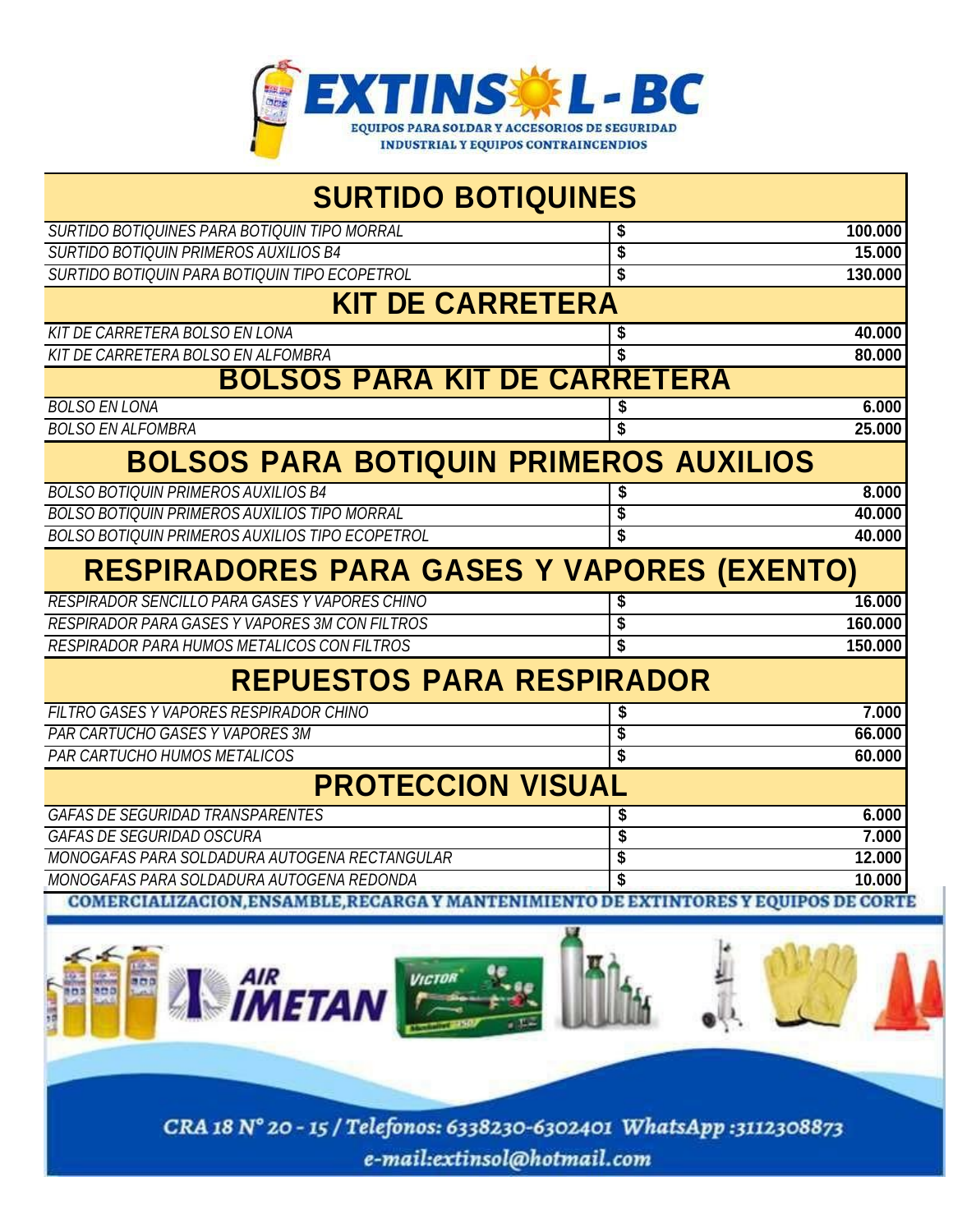# EXTINSOL - BC

EQUIPOS PARA SOLDAR Y ACCESORIOS DE SEGURIDAD INDUSTRIAL Y EQUIPOS CONTRAINCENDIOS

## SURTIDO BOTIQUINES

| Producto | | Precio |
|---|---|---|
| *SURTIDO BOTIQUINES PARA BOTIQUIN TIPO MORRAL* | **$** | **100.000** |
| *SURTIDO BOTIQUIN PRIMEROS AUXILIOS B4* | **$** | **15.000** |
| *SURTIDO BOTIQUIN PARA BOTIQUIN TIPO ECOPETROL* | **$** | **130.000** |

## KIT DE CARRETERA

| Producto | | Precio |
|---|---|---|
| *KIT DE CARRETERA BOLSO EN LONA* | **$** | **40.000** |
| *KIT DE CARRETERA BOLSO EN ALFOMBRA* | **$** | **80.000** |

## BOLSOS PARA KIT DE CARRETERA

| Producto | | Precio |
|---|---|---|
| *BOLSO EN LONA* | **$** | **6.000** |
| *BOLSO EN ALFOMBRA* | **$** | **25.000** |

## BOLSOS PARA BOTIQUIN PRIMEROS AUXILIOS

| Producto | | Precio |
|---|---|---|
| *BOLSO BOTIQUIN PRIMEROS AUXILIOS B4* | **$** | **8.000** |
| *BOLSO BOTIQUIN PRIMEROS AUXILIOS TIPO MORRAL* | **$** | **40.000** |
| *BOLSO BOTIQUIN PRIMEROS AUXILIOS TIPO ECOPETROL* | **$** | **40.000** |

## RESPIRADORES PARA GASES Y VAPORES (EXENTO)

| Producto | | Precio |
|---|---|---|
| *RESPIRADOR SENCILLO PARA GASES Y VAPORES CHINO* | **$** | **16.000** |
| *RESPIRADOR PARA GASES Y VAPORES 3M CON FILTROS* | **$** | **160.000** |
| *RESPIRADOR PARA HUMOS METALICOS CON FILTROS* | **$** | **150.000** |

## REPUESTOS PARA RESPIRADOR

| Producto | | Precio |
|---|---|---|
| *FILTRO GASES Y VAPORES RESPIRADOR CHINO* | **$** | **7.000** |
| *PAR CARTUCHO GASES Y VAPORES 3M* | **$** | **66.000** |
| *PAR CARTUCHO HUMOS METALICOS* | **$** | **60.000** |

## PROTECCION VISUAL

| Producto | | Precio |
|---|---|---|
| *GAFAS DE SEGURIDAD TRANSPARENTES* | **$** | **6.000** |
| *GAFAS DE SEGURIDAD OSCURA* | **$** | **7.000** |
| *MONOGAFAS PARA SOLDADURA AUTOGENA RECTANGULAR* | **$** | **12.000** |
| *MONOGAFAS PARA SOLDADURA AUTOGENA REDONDA* | **$** | **10.000** |

**COMERCIALIZACION,ENSAMBLE,RECARGA Y MANTENIMIENTO DE EXTINTORES Y EQUIPOS DE CORTE**

AIR IMETAN

VICTOR

*CRA 18 N° 20 - 15 / Telefonos: 6338230-6302401 WhatsApp :3112308873*

*e-mail:extinsol@hotmail.com*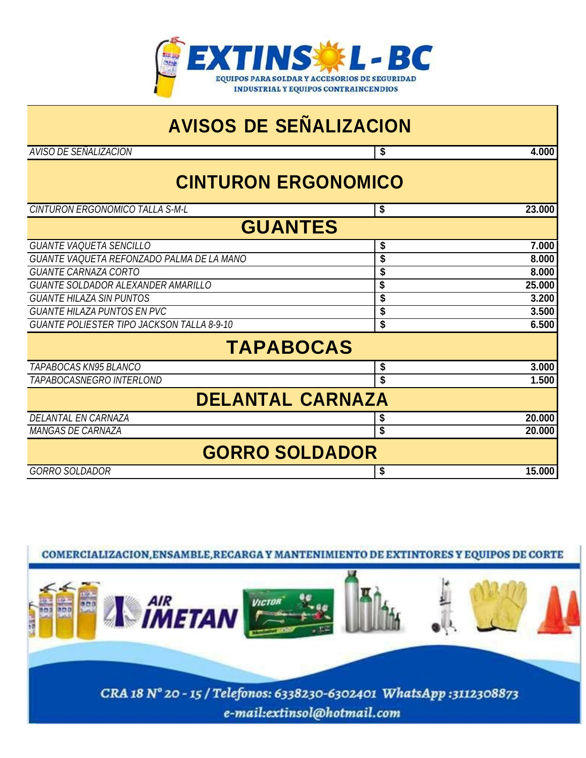**EXTINSOL-BC**

EQUIPOS PARA SOLDAR Y ACCESORIOS DE SEGURIDAD INDUSTRIAL Y EQUIPOS CONTRAINCENDIOS

## AVISOS DE SEÑALIZACION

| | | |
|---|---|---|
| *AVISO DE SEÑALIZACION* | $ | 4.000 |

## CINTURON ERGONOMICO

| | | |
|---|---|---|
| *CINTURON ERGONOMICO TALLA S-M-L* | $ | 23.000 |

## GUANTES

| | | |
|---|---|---|
| *GUANTE VAQUETA SENCILLO* | $ | 7.000 |
| *GUANTE VAQUETA REFONZADO PALMA DE LA MANO* | $ | 8.000 |
| *GUANTE CARNAZA CORTO* | $ | 8.000 |
| *GUANTE SOLDADOR ALEXANDER AMARILLO* | $ | 25.000 |
| *GUANTE HILAZA SIN PUNTOS* | $ | 3.200 |
| *GUANTE HILAZA PUNTOS EN PVC* | $ | 3.500 |
| *GUANTE POLIESTER TIPO JACKSON TALLA 8-9-10* | $ | 6.500 |

## TAPABOCAS

| | | |
|---|---|---|
| *TAPABOCAS KN95 BLANCO* | $ | 3.000 |
| *TAPABOCASNEGRO INTERLOND* | $ | 1.500 |

## DELANTAL CARNAZA

| | | |
|---|---|---|
| *DELANTAL EN CARNAZA* | $ | 20.000 |
| *MANGAS DE CARNAZA* | $ | 20.000 |

## GORRO SOLDADOR

| | | |
|---|---|---|
| *GORRO SOLDADOR* | $ | 15.000 |

COMERCIALIZACION,ENSAMBLE,RECARGA Y MANTENIMIENTO DE EXTINTORES Y EQUIPOS DE CORTE

CRA 18 N° 20 - 15 / Telefonos: 6338230-6302401 WhatsApp :3112308873

e-mail:extinsol@hotmail.com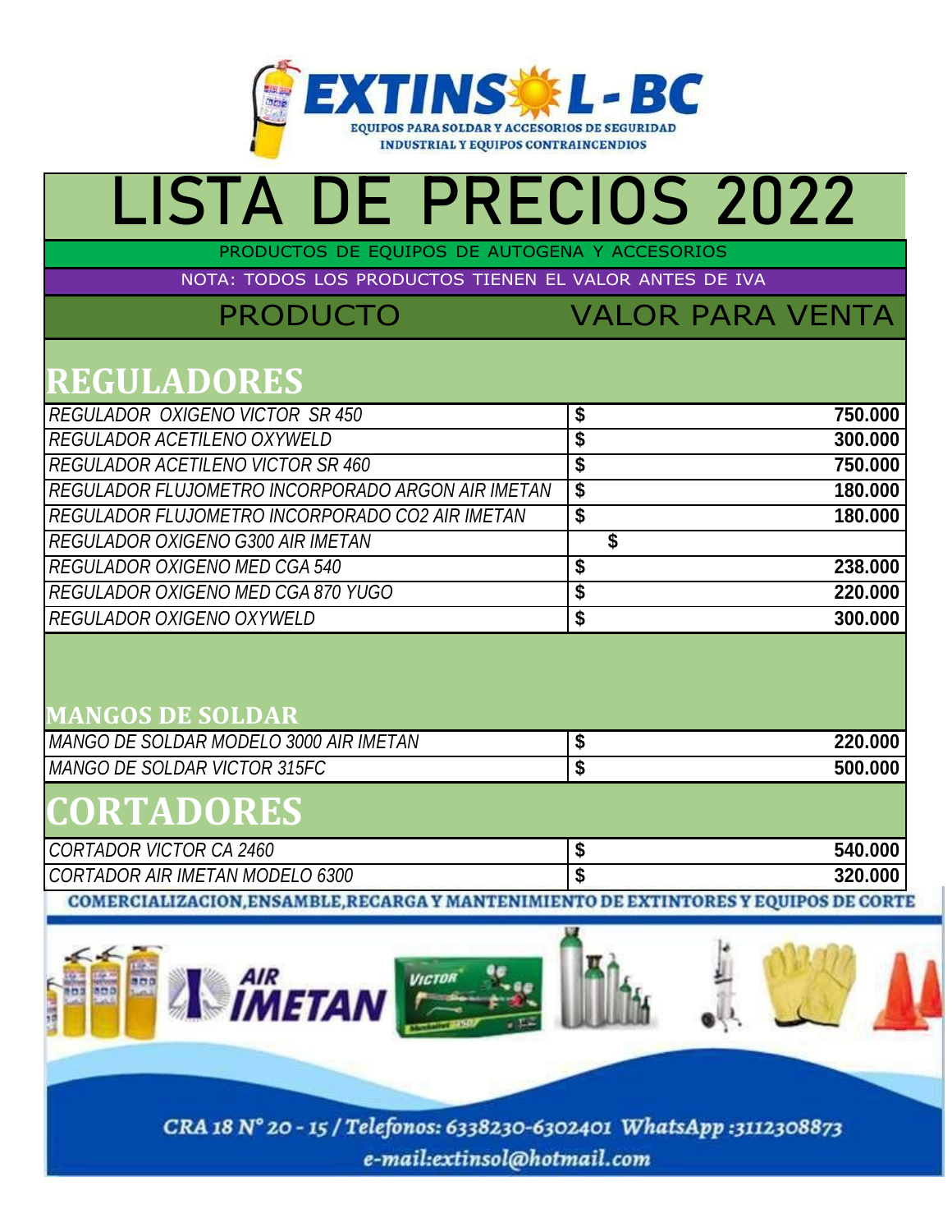**EXTINSOL-BC**

EQUIPOS PARA SOLDAR Y ACCESORIOS DE SEGURIDAD INDUSTRIAL Y EQUIPOS CONTRAINCENDIOS

# LISTA DE PRECIOS 2022

PRODUCTOS DE EQUIPOS DE AUTOGENA Y ACCESORIOS

NOTA: TODOS LOS PRODUCTOS TIENEN EL VALOR ANTES DE IVA

| PRODUCTO | VALOR PARA VENTA | |
|---|---|---|
| **REGULADORES** | | |
| *REGULADOR OXIGENO VICTOR SR 450* | $ | 750.000 |
| *REGULADOR ACETILENO OXYWELD* | $ | 300.000 |
| *REGULADOR ACETILENO VICTOR SR 460* | $ | 750.000 |
| *REGULADOR FLUJOMETRO INCORPORADO ARGON AIR IMETAN* | $ | 180.000 |
| *REGULADOR FLUJOMETRO INCORPORADO CO2 AIR IMETAN* | $ | 180.000 |
| *REGULADOR OXIGENO G300 AIR IMETAN* | $ | |
| *REGULADOR OXIGENO MED CGA 540* | $ | 238.000 |
| *REGULADOR OXIGENO MED CGA 870 YUGO* | $ | 220.000 |
| *REGULADOR OXIGENO OXYWELD* | $ | 300.000 |
| **MANGOS DE SOLDAR** | | |
| *MANGO DE SOLDAR MODELO 3000 AIR IMETAN* | $ | 220.000 |
| *MANGO DE SOLDAR VICTOR 315FC* | $ | 500.000 |
| **CORTADORES** | | |
| *CORTADOR VICTOR CA 2460* | $ | 540.000 |
| *CORTADOR AIR IMETAN MODELO 6300* | $ | 320.000 |

COMERCIALIZACION,ENSAMBLE,RECARGA Y MANTENIMIENTO DE EXTINTORES Y EQUIPOS DE CORTE

CRA 18 N° 20 - 15 / Telefonos: 6338230-6302401 WhatsApp :3112308873

e-mail:extinsol@hotmail.com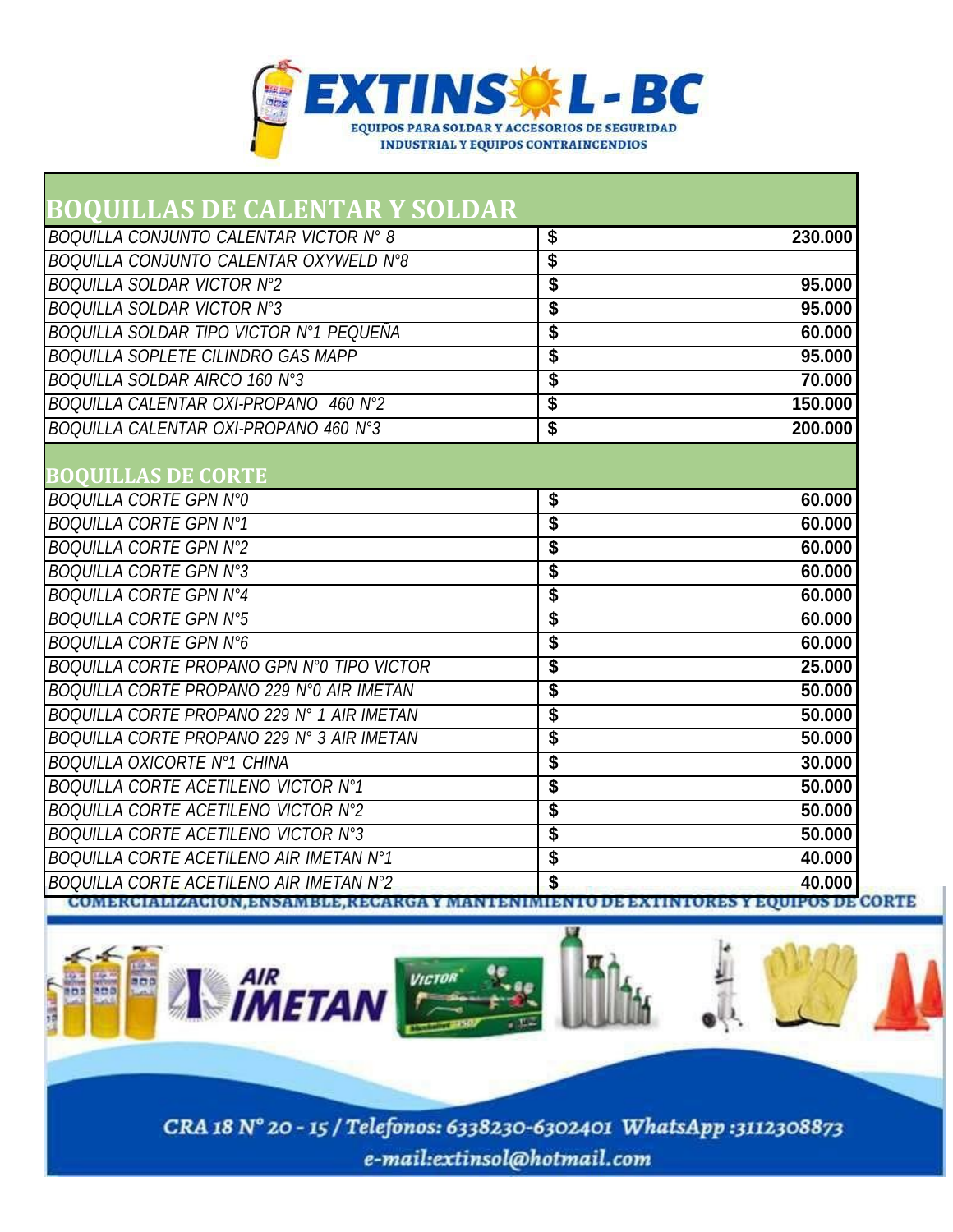# EXTINSOL - BC

EQUIPOS PARA SOLDAR Y ACCESORIOS DE SEGURIDAD INDUSTRIAL Y EQUIPOS CONTRAINCENDIOS

## BOQUILLAS DE CALENTAR Y SOLDAR

| Producto | | Precio |
|---|---|---|
| BOQUILLA CONJUNTO CALENTAR VICTOR N° 8 | $ | 230.000 |
| BOQUILLA CONJUNTO CALENTAR OXYWELD N°8 | $ | |
| BOQUILLA SOLDAR VICTOR N°2 | $ | 95.000 |
| BOQUILLA SOLDAR VICTOR N°3 | $ | 95.000 |
| BOQUILLA SOLDAR TIPO VICTOR N°1 PEQUEÑA | $ | 60.000 |
| BOQUILLA SOPLETE CILINDRO GAS MAPP | $ | 95.000 |
| BOQUILLA SOLDAR AIRCO 160 N°3 | $ | 70.000 |
| BOQUILLA CALENTAR OXI-PROPANO 460 N°2 | $ | 150.000 |
| BOQUILLA CALENTAR OXI-PROPANO 460 N°3 | $ | 200.000 |

## BOQUILLAS DE CORTE

| Producto | | Precio |
|---|---|---|
| BOQUILLA CORTE GPN N°0 | $ | 60.000 |
| BOQUILLA CORTE GPN N°1 | $ | 60.000 |
| BOQUILLA CORTE GPN N°2 | $ | 60.000 |
| BOQUILLA CORTE GPN N°3 | $ | 60.000 |
| BOQUILLA CORTE GPN N°4 | $ | 60.000 |
| BOQUILLA CORTE GPN N°5 | $ | 60.000 |
| BOQUILLA CORTE GPN N°6 | $ | 60.000 |
| BOQUILLA CORTE PROPANO GPN N°0 TIPO VICTOR | $ | 25.000 |
| BOQUILLA CORTE PROPANO 229 N°0 AIR IMETAN | $ | 50.000 |
| BOQUILLA CORTE PROPANO 229 N° 1 AIR IMETAN | $ | 50.000 |
| BOQUILLA CORTE PROPANO 229 N° 3 AIR IMETAN | $ | 50.000 |
| BOQUILLA OXICORTE N°1 CHINA | $ | 30.000 |
| BOQUILLA CORTE ACETILENO VICTOR N°1 | $ | 50.000 |
| BOQUILLA CORTE ACETILENO VICTOR N°2 | $ | 50.000 |
| BOQUILLA CORTE ACETILENO VICTOR N°3 | $ | 50.000 |
| BOQUILLA CORTE ACETILENO AIR IMETAN N°1 | $ | 40.000 |
| BOQUILLA CORTE ACETILENO AIR IMETAN N°2 | $ | 40.000 |

COMERCIALIZACION,ENSAMBLE,RECARGA Y MANTENIMIENTO DE EXTINTORES Y EQUIPOS DE CORTE

CRA 18 N° 20 - 15 / Telefonos: 6338230-6302401 WhatsApp :3112308873

e-mail:extinsol@hotmail.com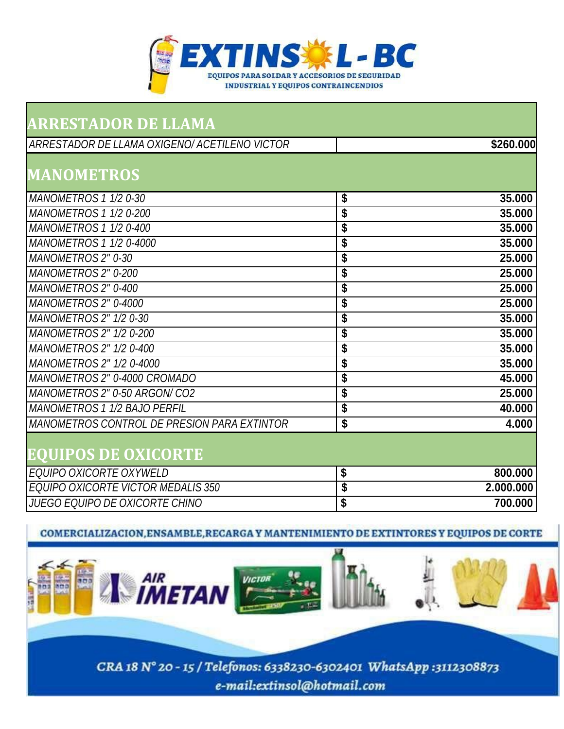**EXTINSOL - BC**

**EQUIPOS PARA SOLDAR Y ACCESORIOS DE SEGURIDAD INDUSTRIAL Y EQUIPOS CONTRAINCENDIOS**

## ARRESTADOR DE LLAMA

| | |
|---|---|
| *ARRESTADOR DE LLAMA OXIGENO/ ACETILENO VICTOR* | **$260.000** |

## MANOMETROS

| | | |
|---|---|---|
| *MANOMETROS 1 1/2 0-30* | **$** | **35.000** |
| *MANOMETROS 1 1/2 0-200* | **$** | **35.000** |
| *MANOMETROS 1 1/2 0-400* | **$** | **35.000** |
| *MANOMETROS 1 1/2 0-4000* | **$** | **35.000** |
| *MANOMETROS 2" 0-30* | **$** | **25.000** |
| *MANOMETROS 2" 0-200* | **$** | **25.000** |
| *MANOMETROS 2" 0-400* | **$** | **25.000** |
| *MANOMETROS 2" 0-4000* | **$** | **25.000** |
| *MANOMETROS 2" 1/2 0-30* | **$** | **35.000** |
| *MANOMETROS 2" 1/2 0-200* | **$** | **35.000** |
| *MANOMETROS 2" 1/2 0-400* | **$** | **35.000** |
| *MANOMETROS 2" 1/2 0-4000* | **$** | **35.000** |
| *MANOMETROS 2" 0-4000 CROMADO* | **$** | **45.000** |
| *MANOMETROS 2" 0-50 ARGON/ CO2* | **$** | **25.000** |
| *MANOMETROS 1 1/2 BAJO PERFIL* | **$** | **40.000** |
| *MANOMETROS CONTROL DE PRESION PARA EXTINTOR* | **$** | **4.000** |

## EQUIPOS DE OXICORTE

| | | |
|---|---|---|
| *EQUIPO OXICORTE OXYWELD* | **$** | **800.000** |
| *EQUIPO OXICORTE VICTOR MEDALIS 350* | **$** | **2.000.000** |
| *JUEGO EQUIPO DE OXICORTE CHINO* | **$** | **700.000** |

**COMERCIALIZACION,ENSAMBLE,RECARGA Y MANTENIMIENTO DE EXTINTORES Y EQUIPOS DE CORTE**

AIR IMETAN

VICTOR

CRA 18 N° 20 - 15 / Telefonos: 6338230-6302401 WhatsApp :3112308873

e-mail:extinsol@hotmail.com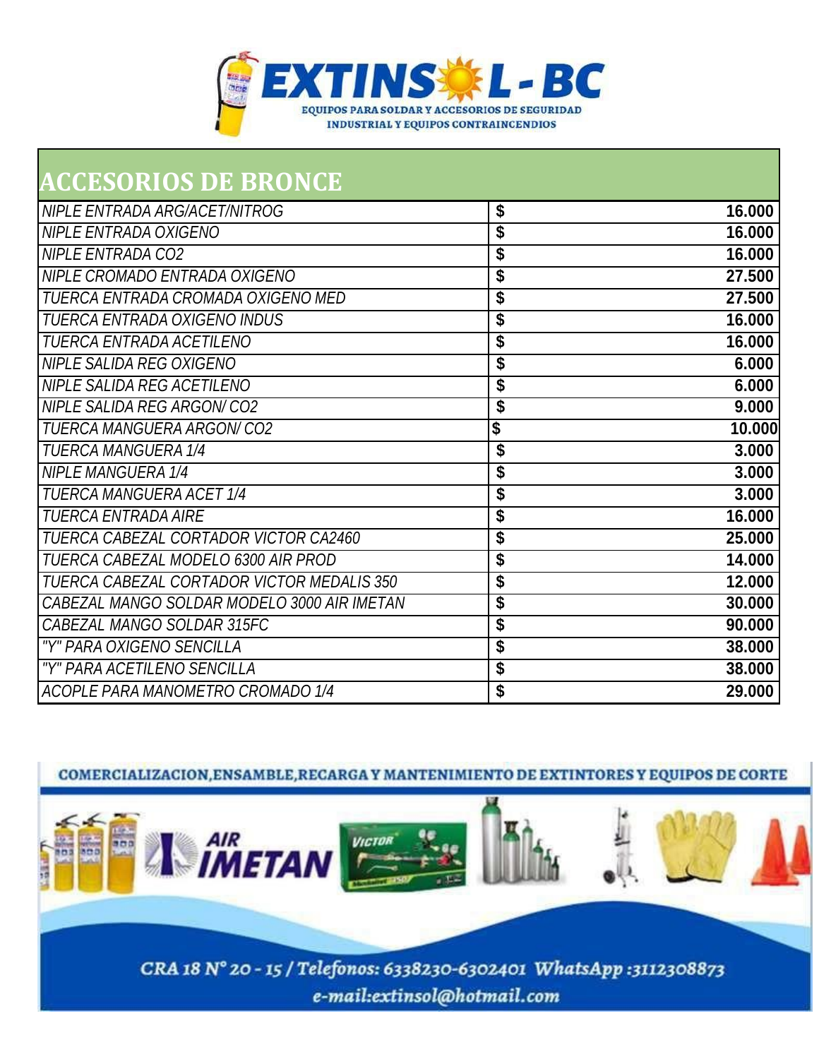# EXTINSOL - BC

EQUIPOS PARA SOLDAR Y ACCESORIOS DE SEGURIDAD INDUSTRIAL Y EQUIPOS CONTRAINCENDIOS

## ACCESORIOS DE BRONCE

| Producto | | Precio |
|---|---|---|
| *NIPLE ENTRADA ARG/ACET/NITROG* | **$** | **16.000** |
| *NIPLE ENTRADA OXIGENO* | **$** | **16.000** |
| *NIPLE ENTRADA CO2* | **$** | **16.000** |
| *NIPLE CROMADO ENTRADA OXIGENO* | **$** | **27.500** |
| *TUERCA ENTRADA CROMADA OXIGENO MED* | **$** | **27.500** |
| *TUERCA ENTRADA OXIGENO INDUS* | **$** | **16.000** |
| *TUERCA ENTRADA ACETILENO* | **$** | **16.000** |
| *NIPLE SALIDA REG OXIGENO* | **$** | **6.000** |
| *NIPLE SALIDA REG ACETILENO* | **$** | **6.000** |
| *NIPLE SALIDA REG ARGON/ CO2* | **$** | **9.000** |
| *TUERCA MANGUERA ARGON/ CO2* | **$** | **10.000** |
| *TUERCA MANGUERA 1/4* | **$** | **3.000** |
| *NIPLE MANGUERA 1/4* | **$** | **3.000** |
| *TUERCA MANGUERA ACET 1/4* | **$** | **3.000** |
| *TUERCA ENTRADA AIRE* | **$** | **16.000** |
| *TUERCA CABEZAL CORTADOR VICTOR CA2460* | **$** | **25.000** |
| *TUERCA CABEZAL MODELO 6300 AIR PROD* | **$** | **14.000** |
| *TUERCA CABEZAL CORTADOR VICTOR MEDALIS 350* | **$** | **12.000** |
| *CABEZAL MANGO SOLDAR MODELO 3000 AIR IMETAN* | **$** | **30.000** |
| *CABEZAL MANGO SOLDAR 315FC* | **$** | **90.000** |
| *"Y" PARA OXIGENO SENCILLA* | **$** | **38.000** |
| *"Y" PARA ACETILENO SENCILLA* | **$** | **38.000** |
| *ACOPLE PARA MANOMETRO CROMADO 1/4* | **$** | **29.000** |

COMERCIALIZACION,ENSAMBLE,RECARGA Y MANTENIMIENTO DE EXTINTORES Y EQUIPOS DE CORTE

CRA 18 N° 20 - 15 / Telefonos: 6338230-6302401 WhatsApp :3112308873

e-mail:extinsol@hotmail.com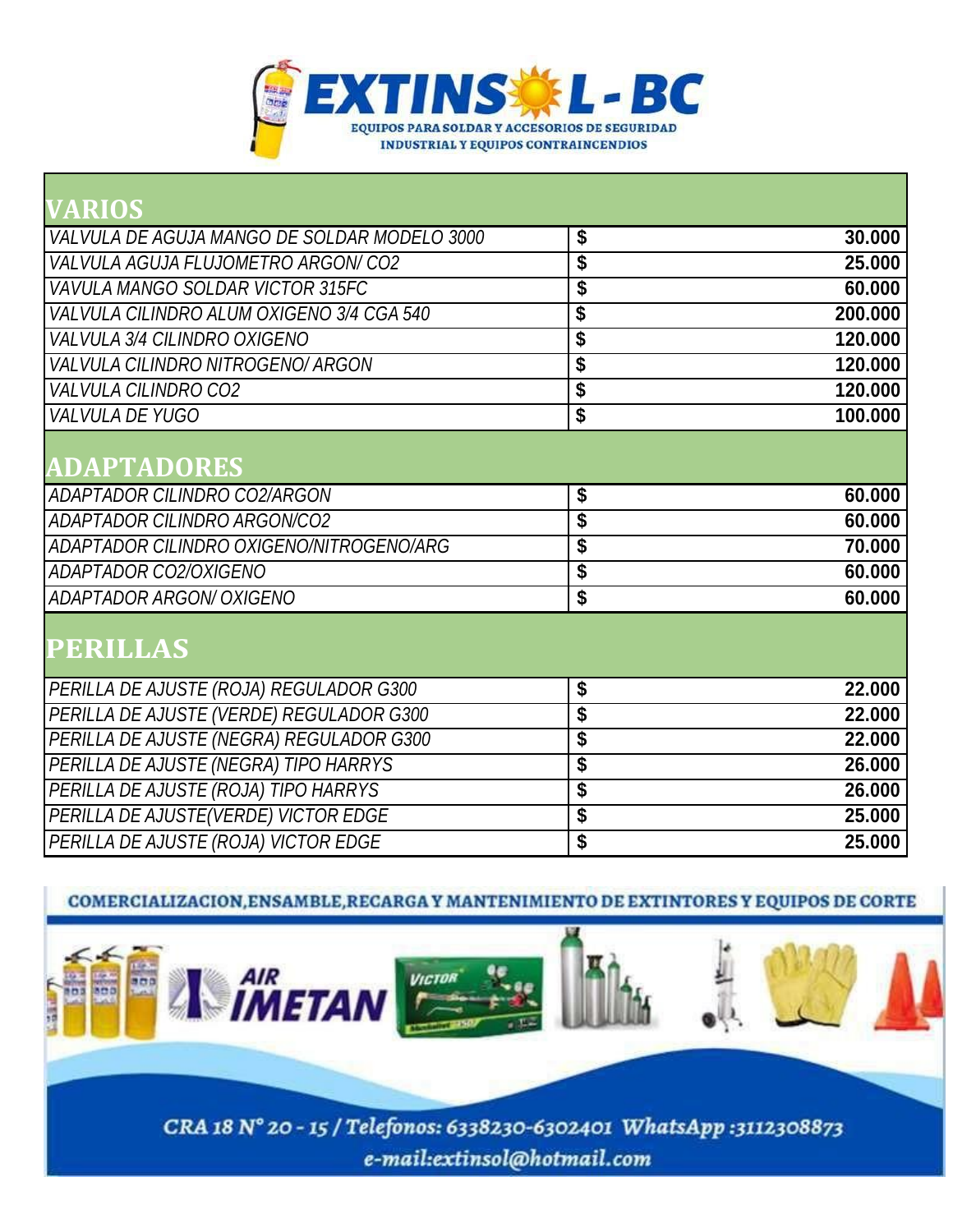# EXTINSOL - BC

EQUIPOS PARA SOLDAR Y ACCESORIOS DE SEGURIDAD
INDUSTRIAL Y EQUIPOS CONTRAINCENDIOS

## VARIOS

| | | |
|---|---|---|
| *VALVULA DE AGUJA MANGO DE SOLDAR MODELO 3000* | $ | **30.000** |
| *VALVULA AGUJA FLUJOMETRO ARGON/ CO2* | $ | **25.000** |
| *VAVULA MANGO SOLDAR VICTOR 315FC* | $ | **60.000** |
| *VALVULA CILINDRO ALUM OXIGENO 3/4 CGA 540* | $ | **200.000** |
| *VALVULA 3/4 CILINDRO OXIGENO* | $ | **120.000** |
| *VALVULA CILINDRO NITROGENO/ ARGON* | $ | **120.000** |
| *VALVULA CILINDRO CO2* | $ | **120.000** |
| *VALVULA DE YUGO* | $ | **100.000** |

## ADAPTADORES

| | | |
|---|---|---|
| *ADAPTADOR CILINDRO CO2/ARGON* | $ | **60.000** |
| *ADAPTADOR CILINDRO ARGON/CO2* | $ | **60.000** |
| *ADAPTADOR CILINDRO OXIGENO/NITROGENO/ARG* | $ | **70.000** |
| *ADAPTADOR CO2/OXIGENO* | $ | **60.000** |
| *ADAPTADOR ARGON/ OXIGENO* | $ | **60.000** |

## PERILLAS

| | | |
|---|---|---|
| *PERILLA DE AJUSTE (ROJA) REGULADOR G300* | $ | **22.000** |
| *PERILLA DE AJUSTE (VERDE) REGULADOR G300* | $ | **22.000** |
| *PERILLA DE AJUSTE (NEGRA) REGULADOR G300* | $ | **22.000** |
| *PERILLA DE AJUSTE (NEGRA) TIPO HARRYS* | $ | **26.000** |
| *PERILLA DE AJUSTE (ROJA) TIPO HARRYS* | $ | **26.000** |
| *PERILLA DE AJUSTE(VERDE) VICTOR EDGE* | $ | **25.000** |
| *PERILLA DE AJUSTE (ROJA) VICTOR EDGE* | $ | **25.000** |

COMERCIALIZACION,ENSAMBLE,RECARGA Y MANTENIMIENTO DE EXTINTORES Y EQUIPOS DE CORTE

CRA 18 N° 20 - 15 / Telefonos: 6338230-6302401 WhatsApp :3112308873
e-mail:extinsol@hotmail.com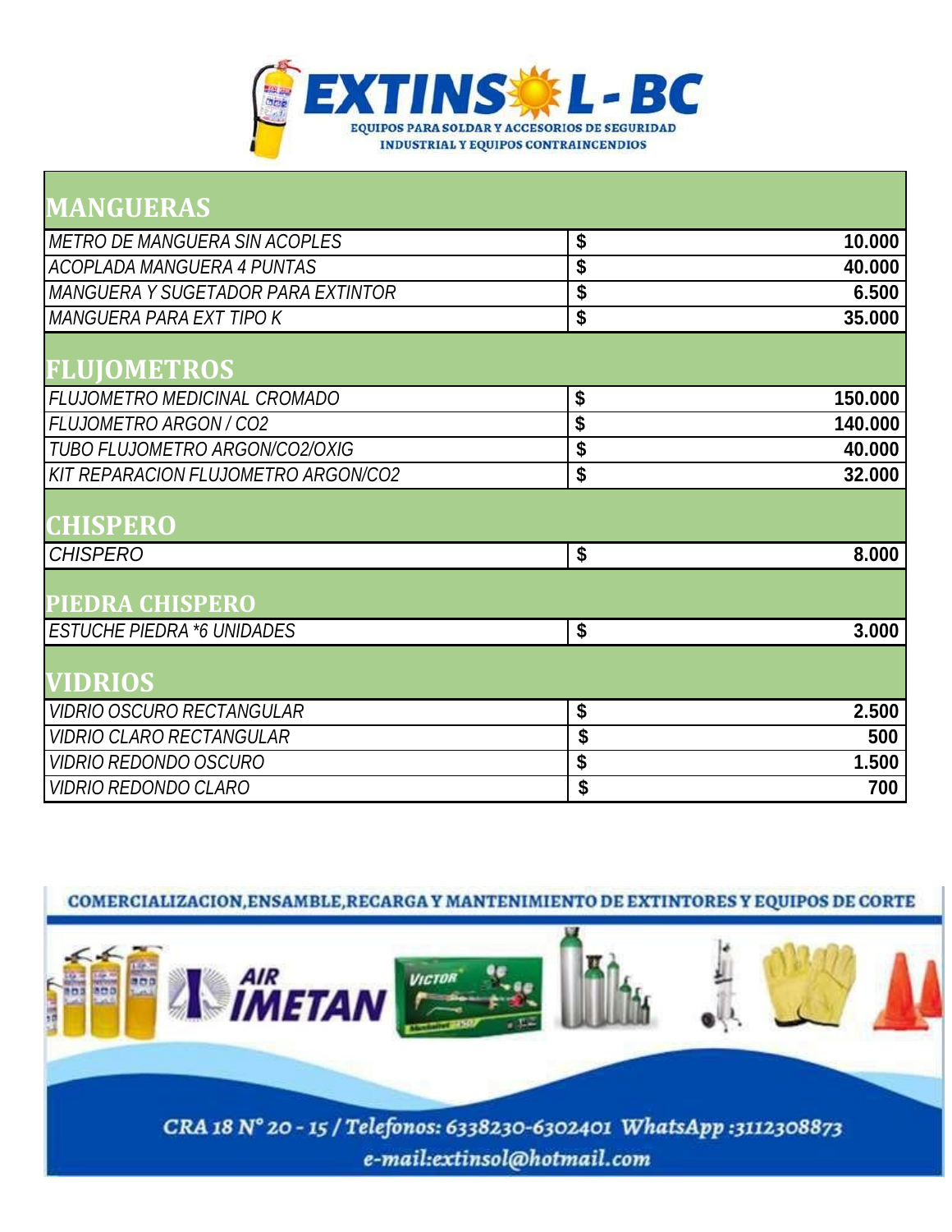# EXTINSOL - BC

EQUIPOS PARA SOLDAR Y ACCESORIOS DE SEGURIDAD INDUSTRIAL Y EQUIPOS CONTRAINCENDIOS

| | | |
|---|---|---|
| **MANGUERAS** | | |
| *METRO DE MANGUERA SIN ACOPLES* | **$** | **10.000** |
| *ACOPLADA MANGUERA 4 PUNTAS* | **$** | **40.000** |
| *MANGUERA Y SUGETADOR PARA EXTINTOR* | **$** | **6.500** |
| *MANGUERA PARA EXT TIPO K* | **$** | **35.000** |
| **FLUJOMETROS** | | |
| *FLUJOMETRO MEDICINAL CROMADO* | **$** | **150.000** |
| *FLUJOMETRO ARGON / CO2* | **$** | **140.000** |
| *TUBO FLUJOMETRO ARGON/CO2/OXIG* | **$** | **40.000** |
| *KIT REPARACION FLUJOMETRO ARGON/CO2* | **$** | **32.000** |
| **CHISPERO** | | |
| *CHISPERO* | **$** | **8.000** |
| **PIEDRA CHISPERO** | | |
| *ESTUCHE PIEDRA *6 UNIDADES* | **$** | **3.000** |
| **VIDRIOS** | | |
| *VIDRIO OSCURO RECTANGULAR* | **$** | **2.500** |
| *VIDRIO CLARO RECTANGULAR* | **$** | **500** |
| *VIDRIO REDONDO OSCURO* | **$** | **1.500** |
| *VIDRIO REDONDO CLARO* | **$** | **700** |

COMERCIALIZACION,ENSAMBLE,RECARGA Y MANTENIMIENTO DE EXTINTORES Y EQUIPOS DE CORTE

AIR IMETAN

VICTOR

CRA 18 N° 20 - 15 / Telefonos: 6338230-6302401 WhatsApp :3112308873

e-mail:extinsol@hotmail.com